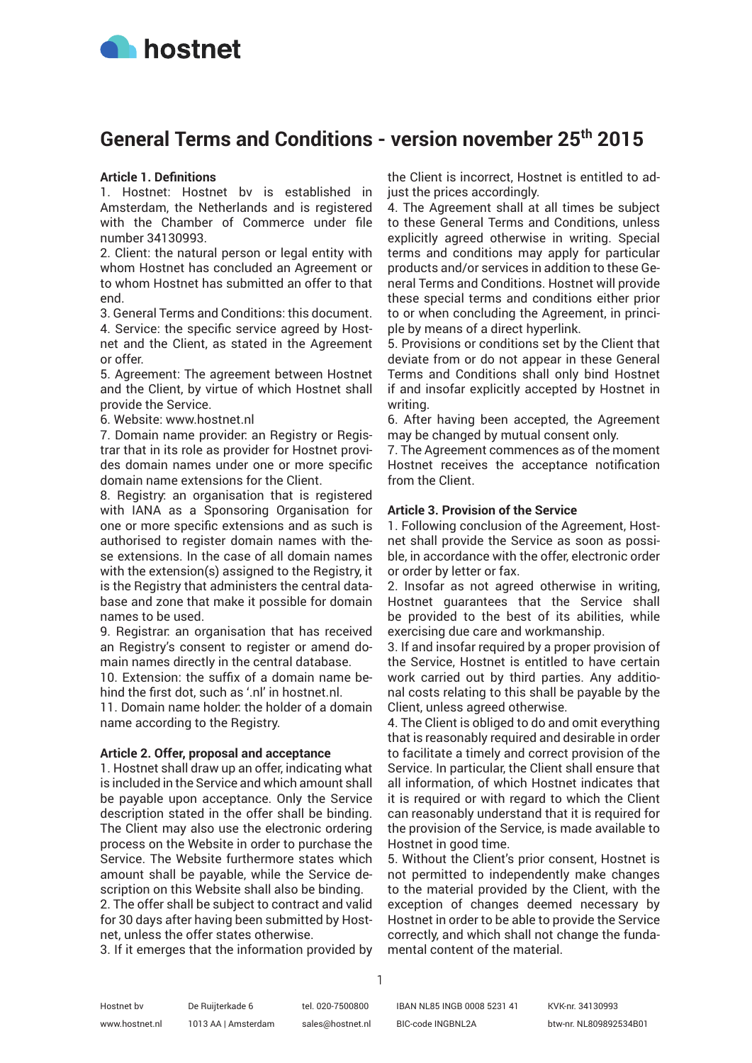# General Terms and Conditions - version november 25th 2015

**Article 1. Definitions**

1. Hostnet: Hostnet bv is established in Amsterdam, the Netherlands and is registered with the Chamber of Commerce under file number 34130993.
2. Client: the natural person or legal entity with whom Hostnet has concluded an Agreement or to whom Hostnet has submitted an offer to that end.
3. General Terms and Conditions: this document.
4. Service: the specific service agreed by Hostnet and the Client, as stated in the Agreement or offer.
5. Agreement: The agreement between Hostnet and the Client, by virtue of which Hostnet shall provide the Service.
6. Website: www.hostnet.nl
7. Domain name provider: an Registry or Registrar that in its role as provider for Hostnet provides domain names under one or more specific domain name extensions for the Client.
8. Registry: an organisation that is registered with IANA as a Sponsoring Organisation for one or more specific extensions and as such is authorised to register domain names with these extensions. In the case of all domain names with the extension(s) assigned to the Registry, it is the Registry that administers the central database and zone that make it possible for domain names to be used.
9. Registrar: an organisation that has received an Registry's consent to register or amend domain names directly in the central database.
10. Extension: the suffix of a domain name behind the first dot, such as '.nl' in hostnet.nl.
11. Domain name holder: the holder of a domain name according to the Registry.

**Article 2. Offer, proposal and acceptance**

1. Hostnet shall draw up an offer, indicating what is included in the Service and which amount shall be payable upon acceptance. Only the Service description stated in the offer shall be binding. The Client may also use the electronic ordering process on the Website in order to purchase the Service. The Website furthermore states which amount shall be payable, while the Service description on this Website shall also be binding.
2. The offer shall be subject to contract and valid for 30 days after having been submitted by Hostnet, unless the offer states otherwise.
3. If it emerges that the information provided by the Client is incorrect, Hostnet is entitled to adjust the prices accordingly.
4. The Agreement shall at all times be subject to these General Terms and Conditions, unless explicitly agreed otherwise in writing. Special terms and conditions may apply for particular products and/or services in addition to these General Terms and Conditions. Hostnet will provide these special terms and conditions either prior to or when concluding the Agreement, in principle by means of a direct hyperlink.
5. Provisions or conditions set by the Client that deviate from or do not appear in these General Terms and Conditions shall only bind Hostnet if and insofar explicitly accepted by Hostnet in writing.
6. After having been accepted, the Agreement may be changed by mutual consent only.
7. The Agreement commences as of the moment Hostnet receives the acceptance notification from the Client.

**Article 3. Provision of the Service**

1. Following conclusion of the Agreement, Hostnet shall provide the Service as soon as possible, in accordance with the offer, electronic order or order by letter or fax.
2. Insofar as not agreed otherwise in writing, Hostnet guarantees that the Service shall be provided to the best of its abilities, while exercising due care and workmanship.
3. If and insofar required by a proper provision of the Service, Hostnet is entitled to have certain work carried out by third parties. Any additional costs relating to this shall be payable by the Client, unless agreed otherwise.
4. The Client is obliged to do and omit everything that is reasonably required and desirable in order to facilitate a timely and correct provision of the Service. In particular, the Client shall ensure that all information, of which Hostnet indicates that it is required or with regard to which the Client can reasonably understand that it is required for the provision of the Service, is made available to Hostnet in good time.
5. Without the Client's prior consent, Hostnet is not permitted to independently make changes to the material provided by the Client, with the exception of changes deemed necessary by Hostnet in order to be able to provide the Service correctly, and which shall not change the fundamental content of the material.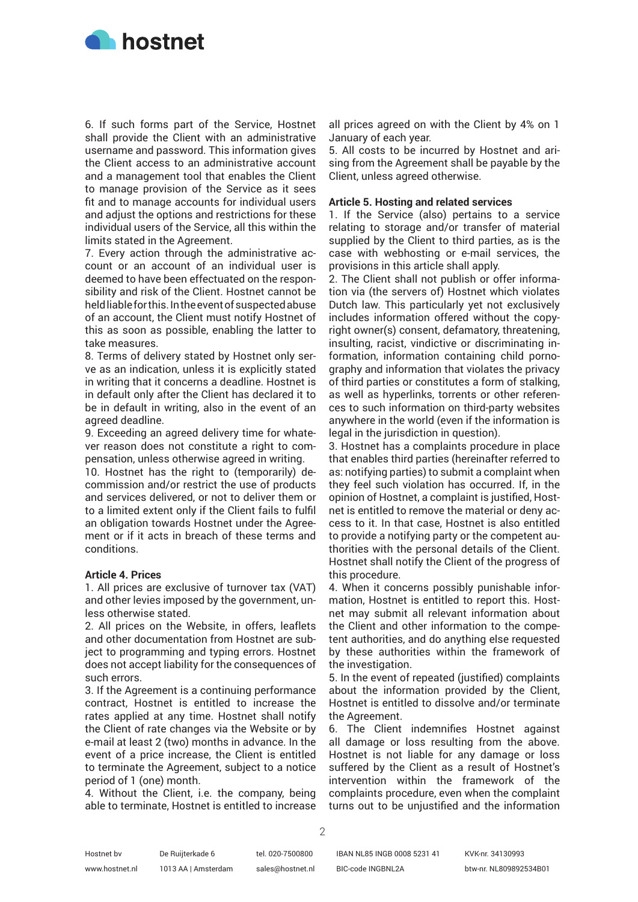6. If such forms part of the Service, Hostnet shall provide the Client with an administrative username and password. This information gives the Client access to an administrative account and a management tool that enables the Client to manage provision of the Service as it sees fit and to manage accounts for individual users and adjust the options and restrictions for these individual users of the Service, all this within the limits stated in the Agreement.

7. Every action through the administrative account or an account of an individual user is deemed to have been effectuated on the responsibility and risk of the Client. Hostnet cannot be held liable for this. In the event of suspected abuse of an account, the Client must notify Hostnet of this as soon as possible, enabling the latter to take measures.

8. Terms of delivery stated by Hostnet only serve as an indication, unless it is explicitly stated in writing that it concerns a deadline. Hostnet is in default only after the Client has declared it to be in default in writing, also in the event of an agreed deadline.

9. Exceeding an agreed delivery time for whatever reason does not constitute a right to compensation, unless otherwise agreed in writing.

10. Hostnet has the right to (temporarily) decommission and/or restrict the use of products and services delivered, or not to deliver them or to a limited extent only if the Client fails to fulfil an obligation towards Hostnet under the Agreement or if it acts in breach of these terms and conditions.

**Article 4. Prices**

1. All prices are exclusive of turnover tax (VAT) and other levies imposed by the government, unless otherwise stated.

2. All prices on the Website, in offers, leaflets and other documentation from Hostnet are subject to programming and typing errors. Hostnet does not accept liability for the consequences of such errors.

3. If the Agreement is a continuing performance contract, Hostnet is entitled to increase the rates applied at any time. Hostnet shall notify the Client of rate changes via the Website or by e-mail at least 2 (two) months in advance. In the event of a price increase, the Client is entitled to terminate the Agreement, subject to a notice period of 1 (one) month.

4. Without the Client, i.e. the company, being able to terminate, Hostnet is entitled to increase all prices agreed on with the Client by 4% on 1 January of each year.

5. All costs to be incurred by Hostnet and arising from the Agreement shall be payable by the Client, unless agreed otherwise.

**Article 5. Hosting and related services**

1. If the Service (also) pertains to a service relating to storage and/or transfer of material supplied by the Client to third parties, as is the case with webhosting or e-mail services, the provisions in this article shall apply.

2. The Client shall not publish or offer information via (the servers of) Hostnet which violates Dutch law. This particularly yet not exclusively includes information offered without the copyright owner(s) consent, defamatory, threatening, insulting, racist, vindictive or discriminating information, information containing child pornography and information that violates the privacy of third parties or constitutes a form of stalking, as well as hyperlinks, torrents or other references to such information on third-party websites anywhere in the world (even if the information is legal in the jurisdiction in question).

3. Hostnet has a complaints procedure in place that enables third parties (hereinafter referred to as: notifying parties) to submit a complaint when they feel such violation has occurred. If, in the opinion of Hostnet, a complaint is justified, Hostnet is entitled to remove the material or deny access to it. In that case, Hostnet is also entitled to provide a notifying party or the competent authorities with the personal details of the Client. Hostnet shall notify the Client of the progress of this procedure.

4. When it concerns possibly punishable information, Hostnet is entitled to report this. Hostnet may submit all relevant information about the Client and other information to the competent authorities, and do anything else requested by these authorities within the framework of the investigation.

5. In the event of repeated (justified) complaints about the information provided by the Client, Hostnet is entitled to dissolve and/or terminate the Agreement.

6. The Client indemnifies Hostnet against all damage or loss resulting from the above. Hostnet is not liable for any damage or loss suffered by the Client as a result of Hostnet's intervention within the framework of the complaints procedure, even when the complaint turns out to be unjustified and the information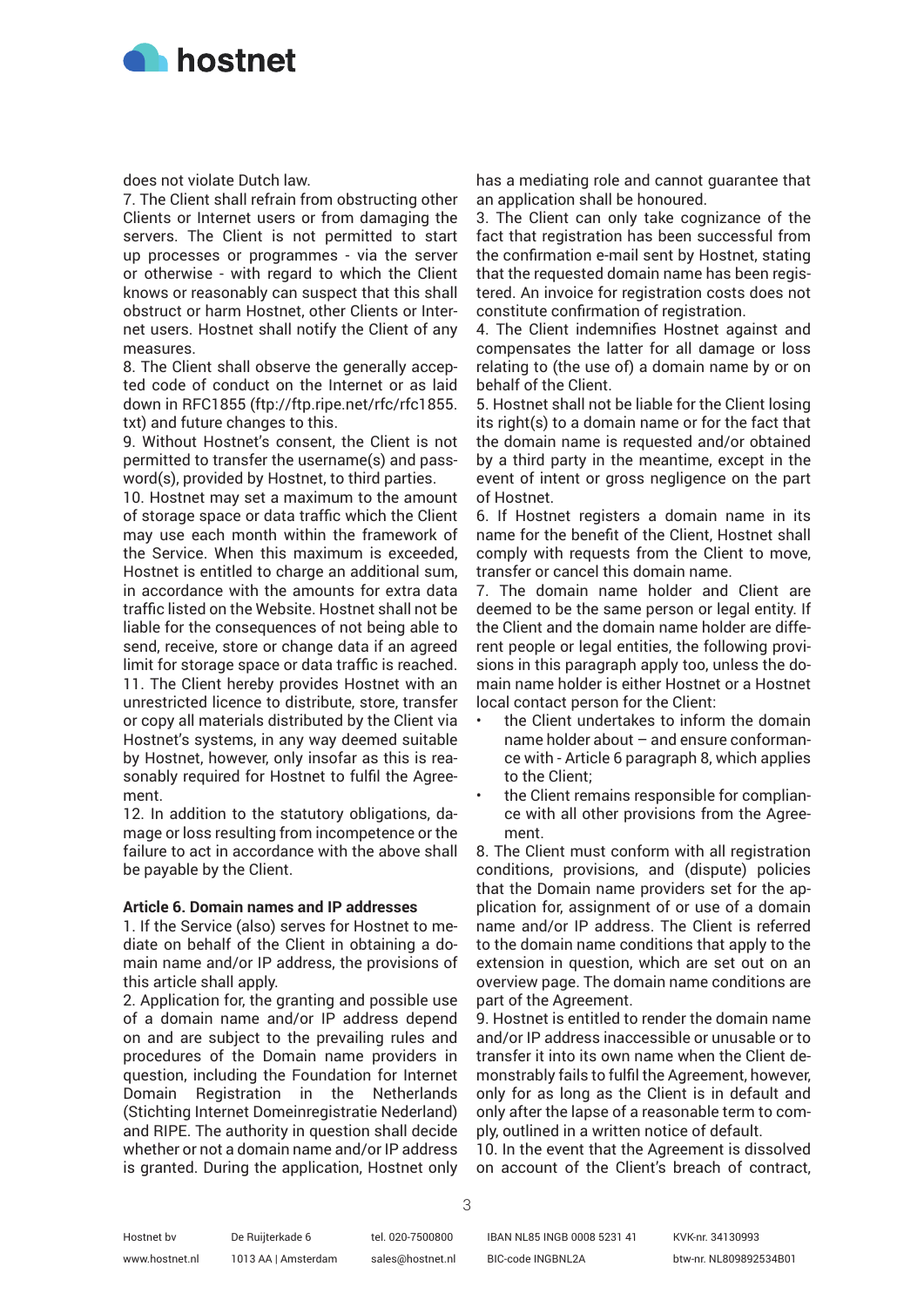does not violate Dutch law.

7. The Client shall refrain from obstructing other Clients or Internet users or from damaging the servers. The Client is not permitted to start up processes or programmes - via the server or otherwise - with regard to which the Client knows or reasonably can suspect that this shall obstruct or harm Hostnet, other Clients or Internet users. Hostnet shall notify the Client of any measures.

8. The Client shall observe the generally accepted code of conduct on the Internet or as laid down in RFC1855 (ftp://ftp.ripe.net/rfc/rfc1855.txt) and future changes to this.

9. Without Hostnet's consent, the Client is not permitted to transfer the username(s) and password(s), provided by Hostnet, to third parties.

10. Hostnet may set a maximum to the amount of storage space or data traffic which the Client may use each month within the framework of the Service. When this maximum is exceeded, Hostnet is entitled to charge an additional sum, in accordance with the amounts for extra data traffic listed on the Website. Hostnet shall not be liable for the consequences of not being able to send, receive, store or change data if an agreed limit for storage space or data traffic is reached.

11. The Client hereby provides Hostnet with an unrestricted licence to distribute, store, transfer or copy all materials distributed by the Client via Hostnet's systems, in any way deemed suitable by Hostnet, however, only insofar as this is reasonably required for Hostnet to fulfil the Agreement.

12. In addition to the statutory obligations, damage or loss resulting from incompetence or the failure to act in accordance with the above shall be payable by the Client.

**Article 6. Domain names and IP addresses**

1. If the Service (also) serves for Hostnet to mediate on behalf of the Client in obtaining a domain name and/or IP address, the provisions of this article shall apply.

2. Application for, the granting and possible use of a domain name and/or IP address depend on and are subject to the prevailing rules and procedures of the Domain name providers in question, including the Foundation for Internet Domain Registration in the Netherlands (Stichting Internet Domeinregistratie Nederland) and RIPE. The authority in question shall decide whether or not a domain name and/or IP address is granted. During the application, Hostnet only has a mediating role and cannot guarantee that an application shall be honoured.

3. The Client can only take cognizance of the fact that registration has been successful from the confirmation e-mail sent by Hostnet, stating that the requested domain name has been registered. An invoice for registration costs does not constitute confirmation of registration.

4. The Client indemnifies Hostnet against and compensates the latter for all damage or loss relating to (the use of) a domain name by or on behalf of the Client.

5. Hostnet shall not be liable for the Client losing its right(s) to a domain name or for the fact that the domain name is requested and/or obtained by a third party in the meantime, except in the event of intent or gross negligence on the part of Hostnet.

6. If Hostnet registers a domain name in its name for the benefit of the Client, Hostnet shall comply with requests from the Client to move, transfer or cancel this domain name.

7. The domain name holder and Client are deemed to be the same person or legal entity. If the Client and the domain name holder are different people or legal entities, the following provisions in this paragraph apply too, unless the domain name holder is either Hostnet or a Hostnet local contact person for the Client:

- the Client undertakes to inform the domain name holder about – and ensure conformance with - Article 6 paragraph 8, which applies to the Client;
- the Client remains responsible for compliance with all other provisions from the Agreement.

8. The Client must conform with all registration conditions, provisions, and (dispute) policies that the Domain name providers set for the application for, assignment of or use of a domain name and/or IP address. The Client is referred to the domain name conditions that apply to the extension in question, which are set out on an overview page. The domain name conditions are part of the Agreement.

9. Hostnet is entitled to render the domain name and/or IP address inaccessible or unusable or to transfer it into its own name when the Client demonstrably fails to fulfil the Agreement, however, only for as long as the Client is in default and only after the lapse of a reasonable term to comply, outlined in a written notice of default.

10. In the event that the Agreement is dissolved on account of the Client's breach of contract,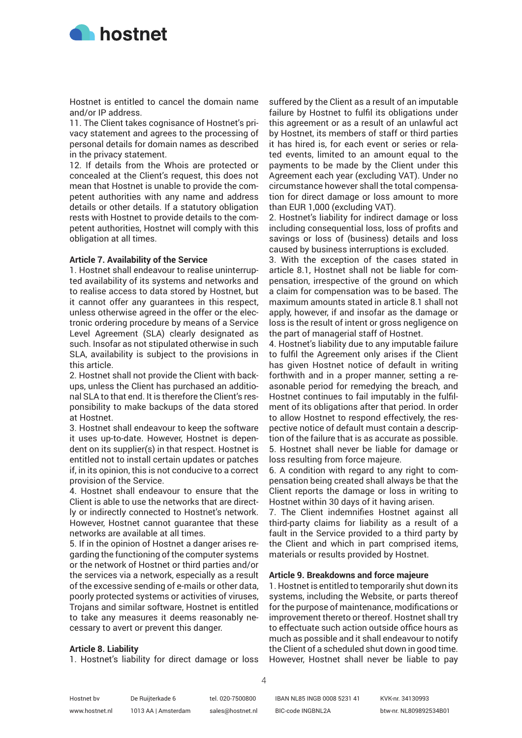Hostnet is entitled to cancel the domain name and/or IP address.

11. The Client takes cognisance of Hostnet's privacy statement and agrees to the processing of personal details for domain names as described in the privacy statement.

12. If details from the Whois are protected or concealed at the Client's request, this does not mean that Hostnet is unable to provide the competent authorities with any name and address details or other details. If a statutory obligation rests with Hostnet to provide details to the competent authorities, Hostnet will comply with this obligation at all times.

**Article 7. Availability of the Service**

1. Hostnet shall endeavour to realise uninterrupted availability of its systems and networks and to realise access to data stored by Hostnet, but it cannot offer any guarantees in this respect, unless otherwise agreed in the offer or the electronic ordering procedure by means of a Service Level Agreement (SLA) clearly designated as such. Insofar as not stipulated otherwise in such SLA, availability is subject to the provisions in this article.

2. Hostnet shall not provide the Client with backups, unless the Client has purchased an additional SLA to that end. It is therefore the Client's responsibility to make backups of the data stored at Hostnet.

3. Hostnet shall endeavour to keep the software it uses up-to-date. However, Hostnet is dependent on its supplier(s) in that respect. Hostnet is entitled not to install certain updates or patches if, in its opinion, this is not conducive to a correct provision of the Service.

4. Hostnet shall endeavour to ensure that the Client is able to use the networks that are directly or indirectly connected to Hostnet's network. However, Hostnet cannot guarantee that these networks are available at all times.

5. If in the opinion of Hostnet a danger arises regarding the functioning of the computer systems or the network of Hostnet or third parties and/or the services via a network, especially as a result of the excessive sending of e-mails or other data, poorly protected systems or activities of viruses, Trojans and similar software, Hostnet is entitled to take any measures it deems reasonably necessary to avert or prevent this danger.

**Article 8. Liability**

1. Hostnet's liability for direct damage or loss suffered by the Client as a result of an imputable failure by Hostnet to fulfil its obligations under this agreement or as a result of an unlawful act by Hostnet, its members of staff or third parties it has hired is, for each event or series or related events, limited to an amount equal to the payments to be made by the Client under this Agreement each year (excluding VAT). Under no circumstance however shall the total compensation for direct damage or loss amount to more than EUR 1,000 (excluding VAT).

2. Hostnet's liability for indirect damage or loss including consequential loss, loss of profits and savings or loss of (business) details and loss caused by business interruptions is excluded.

3. With the exception of the cases stated in article 8.1, Hostnet shall not be liable for compensation, irrespective of the ground on which a claim for compensation was to be based. The maximum amounts stated in article 8.1 shall not apply, however, if and insofar as the damage or loss is the result of intent or gross negligence on the part of managerial staff of Hostnet.

4. Hostnet's liability due to any imputable failure to fulfil the Agreement only arises if the Client has given Hostnet notice of default in writing forthwith and in a proper manner, setting a reasonable period for remedying the breach, and Hostnet continues to fail imputably in the fulfilment of its obligations after that period. In order to allow Hostnet to respond effectively, the respective notice of default must contain a description of the failure that is as accurate as possible.

5. Hostnet shall never be liable for damage or loss resulting from force majeure.

6. A condition with regard to any right to compensation being created shall always be that the Client reports the damage or loss in writing to Hostnet within 30 days of it having arisen.

7. The Client indemnifies Hostnet against all third-party claims for liability as a result of a fault in the Service provided to a third party by the Client and which in part comprised items, materials or results provided by Hostnet.

**Article 9. Breakdowns and force majeure**

1. Hostnet is entitled to temporarily shut down its systems, including the Website, or parts thereof for the purpose of maintenance, modifications or improvement thereto or thereof. Hostnet shall try to effectuate such action outside office hours as much as possible and it shall endeavour to notify the Client of a scheduled shut down in good time. However, Hostnet shall never be liable to pay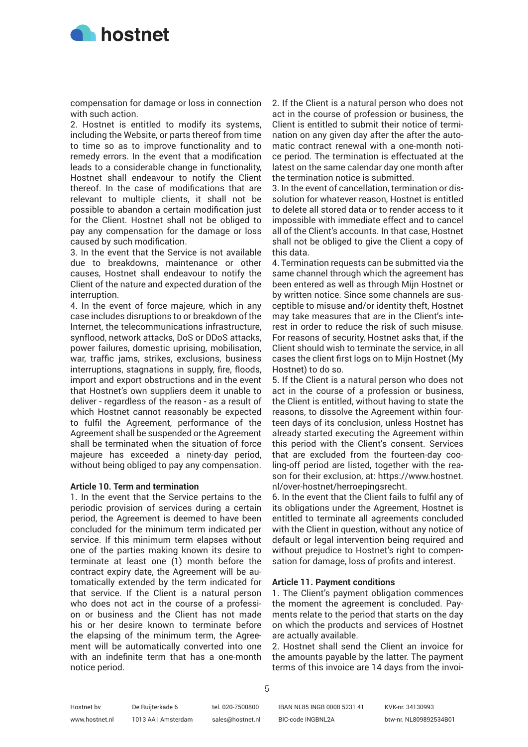compensation for damage or loss in connection with such action.

2. Hostnet is entitled to modify its systems, including the Website, or parts thereof from time to time so as to improve functionality and to remedy errors. In the event that a modification leads to a considerable change in functionality, Hostnet shall endeavour to notify the Client thereof. In the case of modifications that are relevant to multiple clients, it shall not be possible to abandon a certain modification just for the Client. Hostnet shall not be obliged to pay any compensation for the damage or loss caused by such modification.

3. In the event that the Service is not available due to breakdowns, maintenance or other causes, Hostnet shall endeavour to notify the Client of the nature and expected duration of the interruption.

4. In the event of force majeure, which in any case includes disruptions to or breakdown of the Internet, the telecommunications infrastructure, synflood, network attacks, DoS or DDoS attacks, power failures, domestic uprising, mobilisation, war, traffic jams, strikes, exclusions, business interruptions, stagnations in supply, fire, floods, import and export obstructions and in the event that Hostnet's own suppliers deem it unable to deliver - regardless of the reason - as a result of which Hostnet cannot reasonably be expected to fulfil the Agreement, performance of the Agreement shall be suspended or the Agreement shall be terminated when the situation of force majeure has exceeded a ninety-day period, without being obliged to pay any compensation.

**Article 10. Term and termination**

1. In the event that the Service pertains to the periodic provision of services during a certain period, the Agreement is deemed to have been concluded for the minimum term indicated per service. If this minimum term elapses without one of the parties making known its desire to terminate at least one (1) month before the contract expiry date, the Agreement will be automatically extended by the term indicated for that service. If the Client is a natural person who does not act in the course of a profession or business and the Client has not made his or her desire known to terminate before the elapsing of the minimum term, the Agreement will be automatically converted into one with an indefinite term that has a one-month notice period.

2. If the Client is a natural person who does not act in the course of profession or business, the Client is entitled to submit their notice of termination on any given day after the after the automatic contract renewal with a one-month notice period. The termination is effectuated at the latest on the same calendar day one month after the termination notice is submitted.

3. In the event of cancellation, termination or dissolution for whatever reason, Hostnet is entitled to delete all stored data or to render access to it impossible with immediate effect and to cancel all of the Client's accounts. In that case, Hostnet shall not be obliged to give the Client a copy of this data.

4. Termination requests can be submitted via the same channel through which the agreement has been entered as well as through Mijn Hostnet or by written notice. Since some channels are susceptible to misuse and/or identity theft, Hostnet may take measures that are in the Client's interest in order to reduce the risk of such misuse. For reasons of security, Hostnet asks that, if the Client should wish to terminate the service, in all cases the client first logs on to Mijn Hostnet (My Hostnet) to do so.

5. If the Client is a natural person who does not act in the course of a profession or business, the Client is entitled, without having to state the reasons, to dissolve the Agreement within fourteen days of its conclusion, unless Hostnet has already started executing the Agreement within this period with the Client's consent. Services that are excluded from the fourteen-day cooling-off period are listed, together with the reason for their exclusion, at: https://www.hostnet.nl/over-hostnet/herroepingsrecht.

6. In the event that the Client fails to fulfil any of its obligations under the Agreement, Hostnet is entitled to terminate all agreements concluded with the Client in question, without any notice of default or legal intervention being required and without prejudice to Hostnet's right to compensation for damage, loss of profits and interest.

**Article 11. Payment conditions**

1. The Client's payment obligation commences the moment the agreement is concluded. Payments relate to the period that starts on the day on which the products and services of Hostnet are actually available.

2. Hostnet shall send the Client an invoice for the amounts payable by the latter. The payment terms of this invoice are 14 days from the invoi-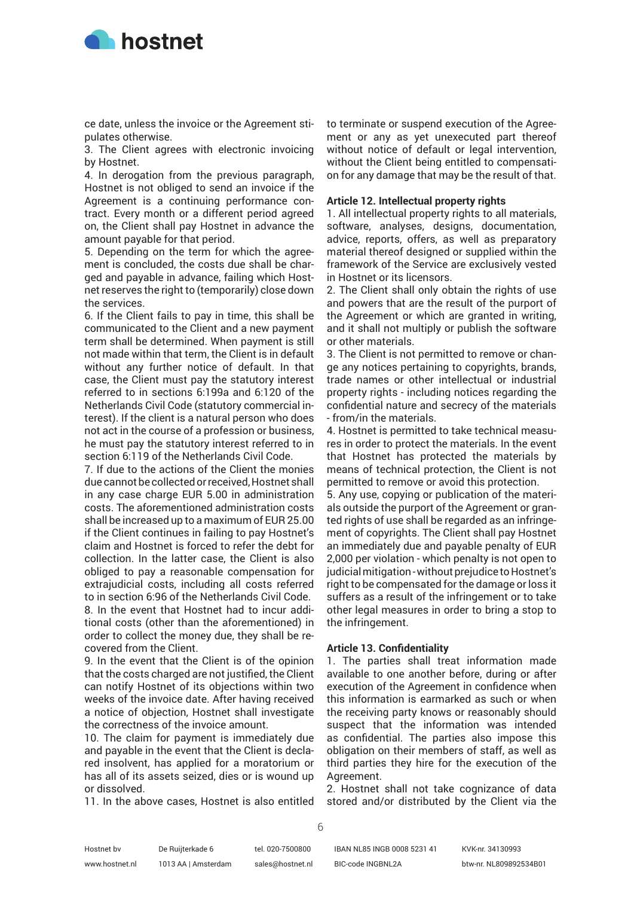ce date, unless the invoice or the Agreement stipulates otherwise.

3. The Client agrees with electronic invoicing by Hostnet.

4. In derogation from the previous paragraph, Hostnet is not obliged to send an invoice if the Agreement is a continuing performance contract. Every month or a different period agreed on, the Client shall pay Hostnet in advance the amount payable for that period.

5. Depending on the term for which the agreement is concluded, the costs due shall be charged and payable in advance, failing which Hostnet reserves the right to (temporarily) close down the services.

6. If the Client fails to pay in time, this shall be communicated to the Client and a new payment term shall be determined. When payment is still not made within that term, the Client is in default without any further notice of default. In that case, the Client must pay the statutory interest referred to in sections 6:199a and 6:120 of the Netherlands Civil Code (statutory commercial interest). If the client is a natural person who does not act in the course of a profession or business, he must pay the statutory interest referred to in section 6:119 of the Netherlands Civil Code.

7. If due to the actions of the Client the monies due cannot be collected or received, Hostnet shall in any case charge EUR 5.00 in administration costs. The aforementioned administration costs shall be increased up to a maximum of EUR 25.00 if the Client continues in failing to pay Hostnet's claim and Hostnet is forced to refer the debt for collection. In the latter case, the Client is also obliged to pay a reasonable compensation for extrajudicial costs, including all costs referred to in section 6:96 of the Netherlands Civil Code.

8. In the event that Hostnet had to incur additional costs (other than the aforementioned) in order to collect the money due, they shall be recovered from the Client.

9. In the event that the Client is of the opinion that the costs charged are not justified, the Client can notify Hostnet of its objections within two weeks of the invoice date. After having received a notice of objection, Hostnet shall investigate the correctness of the invoice amount.

10. The claim for payment is immediately due and payable in the event that the Client is declared insolvent, has applied for a moratorium or has all of its assets seized, dies or is wound up or dissolved.

11. In the above cases, Hostnet is also entitled to terminate or suspend execution of the Agreement or any as yet unexecuted part thereof without notice of default or legal intervention, without the Client being entitled to compensation for any damage that may be the result of that.

**Article 12. Intellectual property rights**

1. All intellectual property rights to all materials, software, analyses, designs, documentation, advice, reports, offers, as well as preparatory material thereof designed or supplied within the framework of the Service are exclusively vested in Hostnet or its licensors.

2. The Client shall only obtain the rights of use and powers that are the result of the purport of the Agreement or which are granted in writing, and it shall not multiply or publish the software or other materials.

3. The Client is not permitted to remove or change any notices pertaining to copyrights, brands, trade names or other intellectual or industrial property rights - including notices regarding the confidential nature and secrecy of the materials - from/in the materials.

4. Hostnet is permitted to take technical measures in order to protect the materials. In the event that Hostnet has protected the materials by means of technical protection, the Client is not permitted to remove or avoid this protection.

5. Any use, copying or publication of the materials outside the purport of the Agreement or granted rights of use shall be regarded as an infringement of copyrights. The Client shall pay Hostnet an immediately due and payable penalty of EUR 2,000 per violation - which penalty is not open to judicial mitigation - without prejudice to Hostnet's right to be compensated for the damage or loss it suffers as a result of the infringement or to take other legal measures in order to bring a stop to the infringement.

**Article 13. Confidentiality**

1. The parties shall treat information made available to one another before, during or after execution of the Agreement in confidence when this information is earmarked as such or when the receiving party knows or reasonably should suspect that the information was intended as confidential. The parties also impose this obligation on their members of staff, as well as third parties they hire for the execution of the Agreement.

2. Hostnet shall not take cognizance of data stored and/or distributed by the Client via the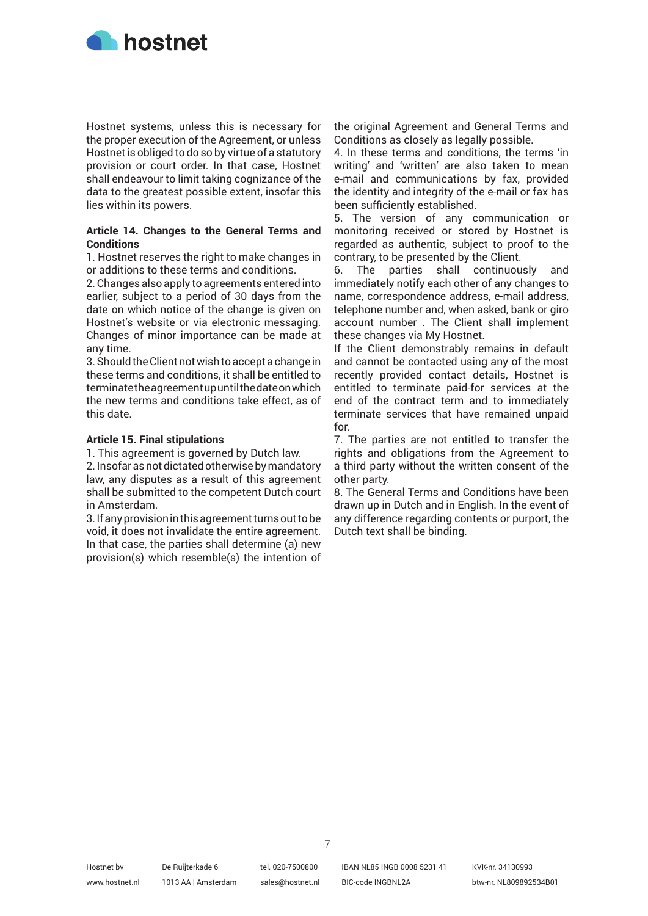Hostnet systems, unless this is necessary for the proper execution of the Agreement, or unless Hostnet is obliged to do so by virtue of a statutory provision or court order. In that case, Hostnet shall endeavour to limit taking cognizance of the data to the greatest possible extent, insofar this lies within its powers.

**Article 14. Changes to the General Terms and Conditions**

1. Hostnet reserves the right to make changes in or additions to these terms and conditions.
2. Changes also apply to agreements entered into earlier, subject to a period of 30 days from the date on which notice of the change is given on Hostnet's website or via electronic messaging. Changes of minor importance can be made at any time.
3. Should the Client not wish to accept a change in these terms and conditions, it shall be entitled to terminate the agreement up until the date on which the new terms and conditions take effect, as of this date.

**Article 15. Final stipulations**

1. This agreement is governed by Dutch law.
2. Insofar as not dictated otherwise by mandatory law, any disputes as a result of this agreement shall be submitted to the competent Dutch court in Amsterdam.
3. If any provision in this agreement turns out to be void, it does not invalidate the entire agreement. In that case, the parties shall determine (a) new provision(s) which resemble(s) the intention of the original Agreement and General Terms and Conditions as closely as legally possible.
4. In these terms and conditions, the terms 'in writing' and 'written' are also taken to mean e-mail and communications by fax, provided the identity and integrity of the e-mail or fax has been sufficiently established.
5. The version of any communication or monitoring received or stored by Hostnet is regarded as authentic, subject to proof to the contrary, to be presented by the Client.
6. The parties shall continuously and immediately notify each other of any changes to name, correspondence address, e-mail address, telephone number and, when asked, bank or giro account number . The Client shall implement these changes via My Hostnet.

If the Client demonstrably remains in default and cannot be contacted using any of the most recently provided contact details, Hostnet is entitled to terminate paid-for services at the end of the contract term and to immediately terminate services that have remained unpaid for.

7. The parties are not entitled to transfer the rights and obligations from the Agreement to a third party without the written consent of the other party.
8. The General Terms and Conditions have been drawn up in Dutch and in English. In the event of any difference regarding contents or purport, the Dutch text shall be binding.